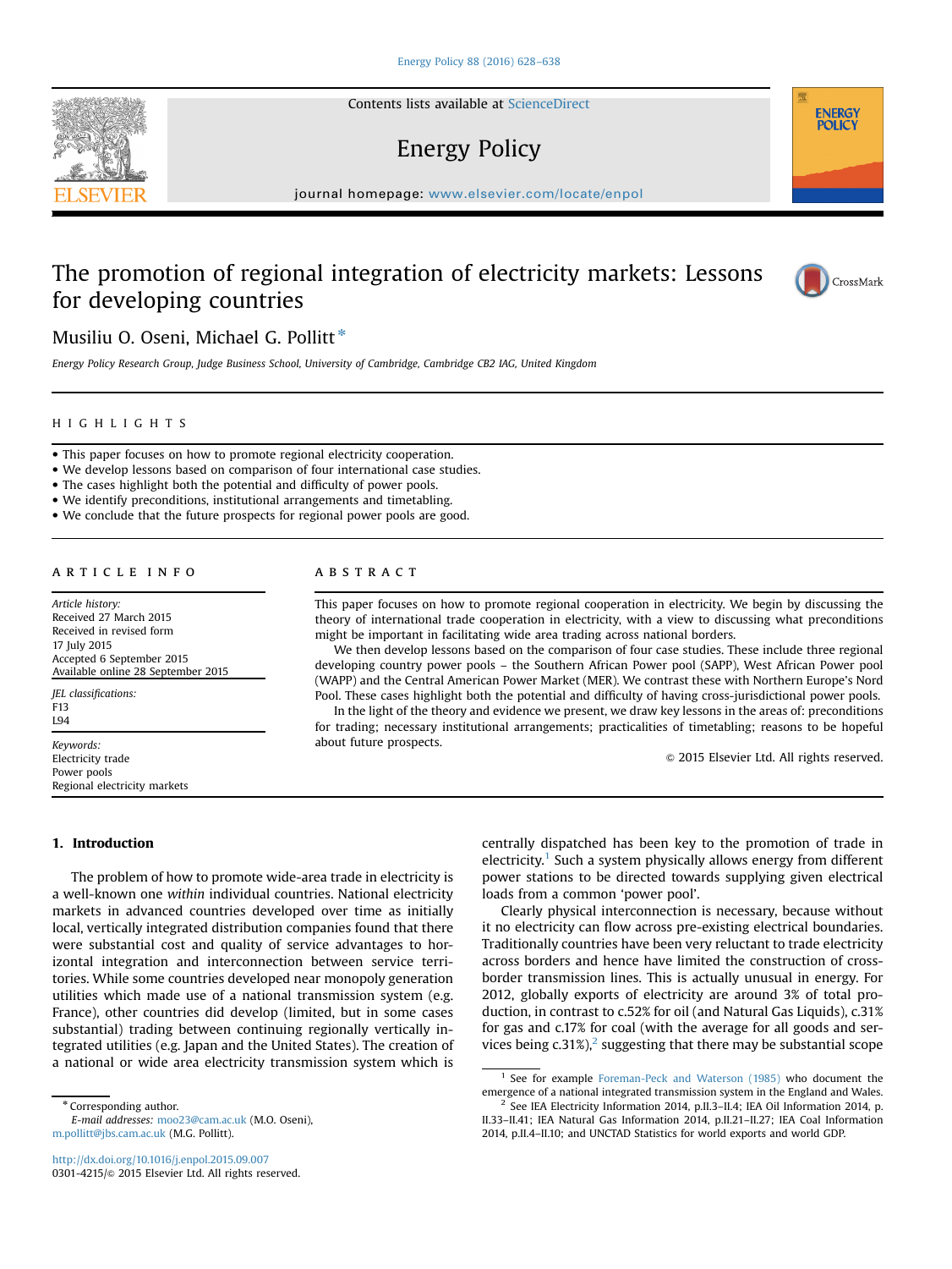# The promotion of regional integration of electricity markets: Lessons for developing countries

Musiliu O. Oseni, Michael G. Pollitt *

Energy Policy Research Group, Judge Business School, University of Cambridge, Cambridge CB2 IAG, United Kingdom

## HIGHLIGHTS

- This paper focuses on how to promote regional electricity cooperation.
- We develop lessons based on comparison of four international case studies.
- The cases highlight both the potential and difficulty of power pools.
- We identify preconditions, institutional arrangements and timetabling.
- We conclude that the future prospects for regional power pools are good.

## ARTICLE INFO

*Article history:*
Received 27 March 2015
Received in revised form
17 July 2015
Accepted 6 September 2015
Available online 28 September 2015

*JEL classifications:*
F13
L94

*Keywords:*
Electricity trade
Power pools
Regional electricity markets

## ABSTRACT

This paper focuses on how to promote regional cooperation in electricity. We begin by discussing the theory of international trade cooperation in electricity, with a view to discussing what preconditions might be important in facilitating wide area trading across national borders.

We then develop lessons based on the comparison of four case studies. These include three regional developing country power pools – the Southern African Power pool (SAPP), West African Power pool (WAPP) and the Central American Power Market (MER). We contrast these with Northern Europe's Nord Pool. These cases highlight both the potential and difficulty of having cross-jurisdictional power pools.

In the light of the theory and evidence we present, we draw key lessons in the areas of: preconditions for trading; necessary institutional arrangements; practicalities of timetabling; reasons to be hopeful about future prospects.

© 2015 Elsevier Ltd. All rights reserved.

## 1. Introduction

The problem of how to promote wide-area trade in electricity is a well-known one *within* individual countries. National electricity markets in advanced countries developed over time as initially local, vertically integrated distribution companies found that there were substantial cost and quality of service advantages to horizontal integration and interconnection between service territories. While some countries developed near monopoly generation utilities which made use of a national transmission system (e.g. France), other countries did develop (limited, but in some cases substantial) trading between continuing regionally vertically integrated utilities (e.g. Japan and the United States). The creation of a national or wide area electricity transmission system which is centrally dispatched has been key to the promotion of trade in electricity.[1] Such a system physically allows energy from different power stations to be directed towards supplying given electrical loads from a common 'power pool'.

Clearly physical interconnection is necessary, because without it no electricity can flow across pre-existing electrical boundaries. Traditionally countries have been very reluctant to trade electricity across borders and hence have limited the construction of cross-border transmission lines. This is actually unusual in energy. For 2012, globally exports of electricity are around 3% of total production, in contrast to c.52% for oil (and Natural Gas Liquids), c.31% for gas and c.17% for coal (with the average for all goods and services being c.31%),[2] suggesting that there may be substantial scope

---

* Corresponding author.
*E-mail addresses:* moo23@cam.ac.uk (M.O. Oseni), m.pollitt@jbs.cam.ac.uk (M.G. Pollitt).

http://dx.doi.org/10.1016/j.enpol.2015.09.007
0301-4215/© 2015 Elsevier Ltd. All rights reserved.

[1] See for example Foreman-Peck and Waterson (1985) who document the emergence of a national integrated transmission system in the England and Wales.

[2] See IEA Electricity Information 2014, p.II.3–II.4; IEA Oil Information 2014, p. II.33–II.41; IEA Natural Gas Information 2014, p.II.21–II.27; IEA Coal Information 2014, p.II.4–II.10; and UNCTAD Statistics for world exports and world GDP.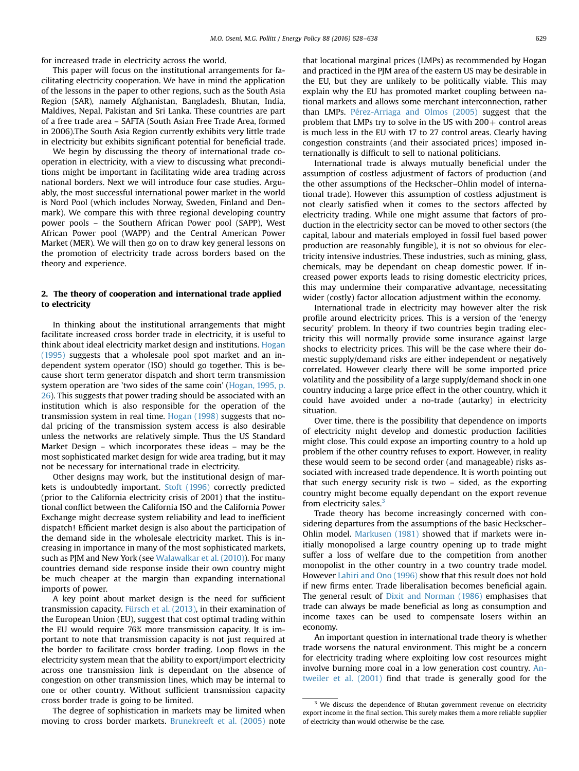for increased trade in electricity across the world.

This paper will focus on the institutional arrangements for facilitating electricity cooperation. We have in mind the application of the lessons in the paper to other regions, such as the South Asia Region (SAR), namely Afghanistan, Bangladesh, Bhutan, India, Maldives, Nepal, Pakistan and Sri Lanka. These countries are part of a free trade area – SAFTA (South Asian Free Trade Area, formed in 2006).The South Asia Region currently exhibits very little trade in electricity but exhibits significant potential for beneficial trade.

We begin by discussing the theory of international trade cooperation in electricity, with a view to discussing what preconditions might be important in facilitating wide area trading across national borders. Next we will introduce four case studies. Arguably, the most successful international power market in the world is Nord Pool (which includes Norway, Sweden, Finland and Denmark). We compare this with three regional developing country power pools – the Southern African Power pool (SAPP), West African Power pool (WAPP) and the Central American Power Market (MER). We will then go on to draw key general lessons on the promotion of electricity trade across borders based on the theory and experience.

## 2. The theory of cooperation and international trade applied to electricity

In thinking about the institutional arrangements that might facilitate increased cross border trade in electricity, it is useful to think about ideal electricity market design and institutions. Hogan (1995) suggests that a wholesale pool spot market and an independent system operator (ISO) should go together. This is because short term generator dispatch and short term transmission system operation are 'two sides of the same coin' (Hogan, 1995, p. 26). This suggests that power trading should be associated with an institution which is also responsible for the operation of the transmission system in real time. Hogan (1998) suggests that nodal pricing of the transmission system access is also desirable unless the networks are relatively simple. Thus the US Standard Market Design – which incorporates these ideas – may be the most sophisticated market design for wide area trading, but it may not be necessary for international trade in electricity.

Other designs may work, but the institutional design of markets is undoubtedly important. Stoft (1996) correctly predicted (prior to the California electricity crisis of 2001) that the institutional conflict between the California ISO and the California Power Exchange might decrease system reliability and lead to inefficient dispatch! Efficient market design is also about the participation of the demand side in the wholesale electricity market. This is increasing in importance in many of the most sophisticated markets, such as PJM and New York (see Walawalkar et al. (2010)). For many countries demand side response inside their own country might be much cheaper at the margin than expanding international imports of power.

A key point about market design is the need for sufficient transmission capacity. Fürsch et al. (2013), in their examination of the European Union (EU), suggest that cost optimal trading within the EU would require 76% more transmission capacity. It is important to note that transmission capacity is not just required at the border to facilitate cross border trading. Loop flows in the electricity system mean that the ability to export/import electricity across one transmission link is dependant on the absence of congestion on other transmission lines, which may be internal to one or other country. Without sufficient transmission capacity cross border trade is going to be limited.

The degree of sophistication in markets may be limited when moving to cross border markets. Brunekreeft et al. (2005) note that locational marginal prices (LMPs) as recommended by Hogan and practiced in the PJM area of the eastern US may be desirable in the EU, but they are unlikely to be politically viable. This may explain why the EU has promoted market coupling between national markets and allows some merchant interconnection, rather than LMPs. Pérez-Arriaga and Olmos (2005) suggest that the problem that LMPs try to solve in the US with 200+ control areas is much less in the EU with 17 to 27 control areas. Clearly having congestion constraints (and their associated prices) imposed internationally is difficult to sell to national politicians.

International trade is always mutually beneficial under the assumption of costless adjustment of factors of production (and the other assumptions of the Heckscher–Ohlin model of international trade). However this assumption of costless adjustment is not clearly satisfied when it comes to the sectors affected by electricity trading. While one might assume that factors of production in the electricity sector can be moved to other sectors (the capital, labour and materials employed in fossil fuel based power production are reasonably fungible), it is not so obvious for electricity intensive industries. These industries, such as mining, glass, chemicals, may be dependant on cheap domestic power. If increased power exports leads to rising domestic electricity prices, this may undermine their comparative advantage, necessitating wider (costly) factor allocation adjustment within the economy.

International trade in electricity may however alter the risk profile around electricity prices. This is a version of the 'energy security' problem. In theory if two countries begin trading electricity this will normally provide some insurance against large shocks to electricity prices. This will be the case where their domestic supply/demand risks are either independent or negatively correlated. However clearly there will be some imported price volatility and the possibility of a large supply/demand shock in one country inducing a large price effect in the other country, which it could have avoided under a no-trade (autarky) in electricity situation.

Over time, there is the possibility that dependence on imports of electricity might develop and domestic production facilities might close. This could expose an importing country to a hold up problem if the other country refuses to export. However, in reality these would seem to be second order (and manageable) risks associated with increased trade dependence. It is worth pointing out that such energy security risk is two – sided, as the exporting country might become equally dependant on the export revenue from electricity sales.[3]

Trade theory has become increasingly concerned with considering departures from the assumptions of the basic Heckscher–Ohlin model. Markusen (1981) showed that if markets were initially monopolised a large country opening up to trade might suffer a loss of welfare due to the competition from another monopolist in the other country in a two country trade model. However Lahiri and Ono (1996) show that this result does not hold if new firms enter. Trade liberalisation becomes beneficial again. The general result of Dixit and Norman (1986) emphasises that trade can always be made beneficial as long as consumption and income taxes can be used to compensate losers within an economy.

An important question in international trade theory is whether trade worsens the natural environment. This might be a concern for electricity trading where exploiting low cost resources might involve burning more coal in a low generation cost country. Antweiler et al. (2001) find that trade is generally good for the

[3] We discuss the dependence of Bhutan government revenue on electricity export income in the final section. This surely makes them a more reliable supplier of electricity than would otherwise be the case.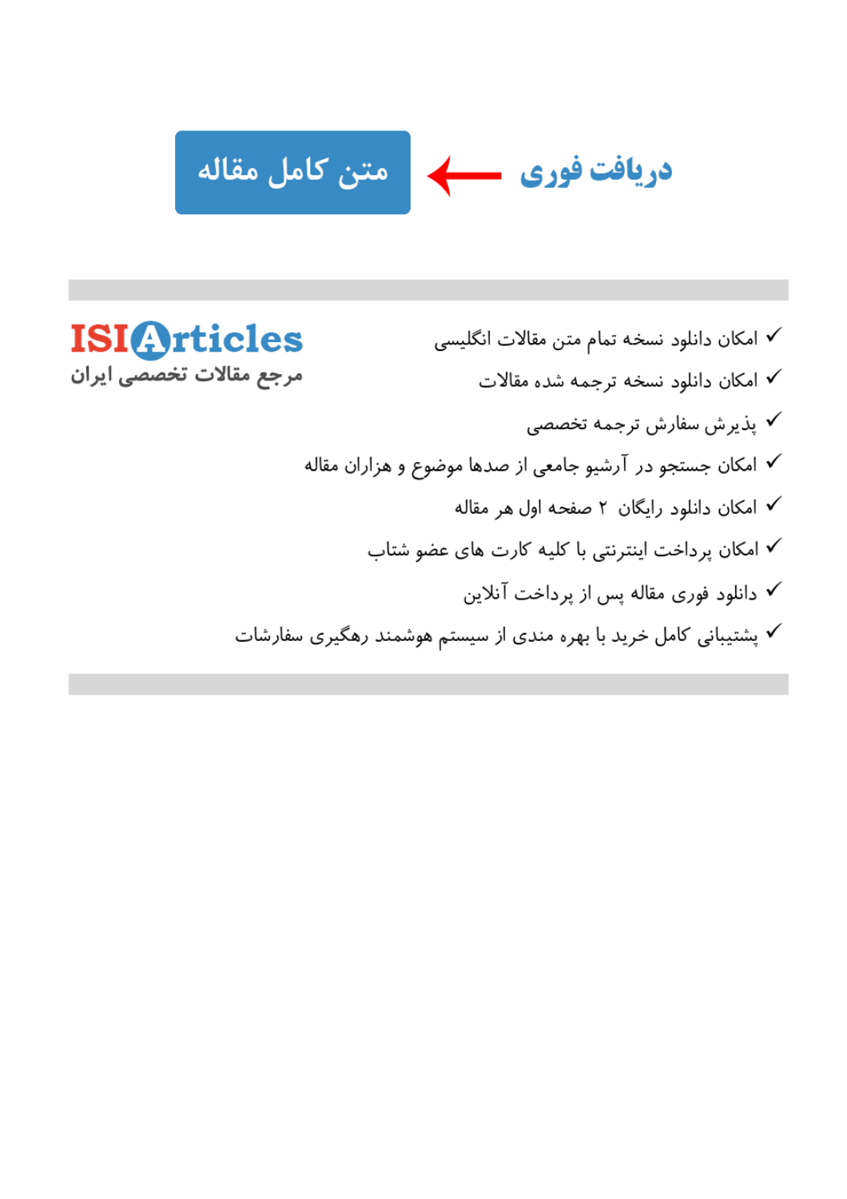دریافت فوری ← **متن کامل مقاله**

**ISIArticles**
مرجع مقالات تخصصی ایران

- ✓ امکان دانلود نسخه تمام متن مقالات انگلیسی
- ✓ امکان دانلود نسخه ترجمه شده مقالات
- ✓ پذیرش سفارش ترجمه تخصصی
- ✓ امکان جستجو در آرشیو جامعی از صدها موضوع و هزاران مقاله
- ✓ امکان دانلود رایگان ۲ صفحه اول هر مقاله
- ✓ امکان پرداخت اینترنتی با کلیه کارت های عضو شتاب
- ✓ دانلود فوری مقاله پس از پرداخت آنلاین
- ✓ پشتیبانی کامل خرید با بهره مندی از سیستم هوشمند رهگیری سفارشات